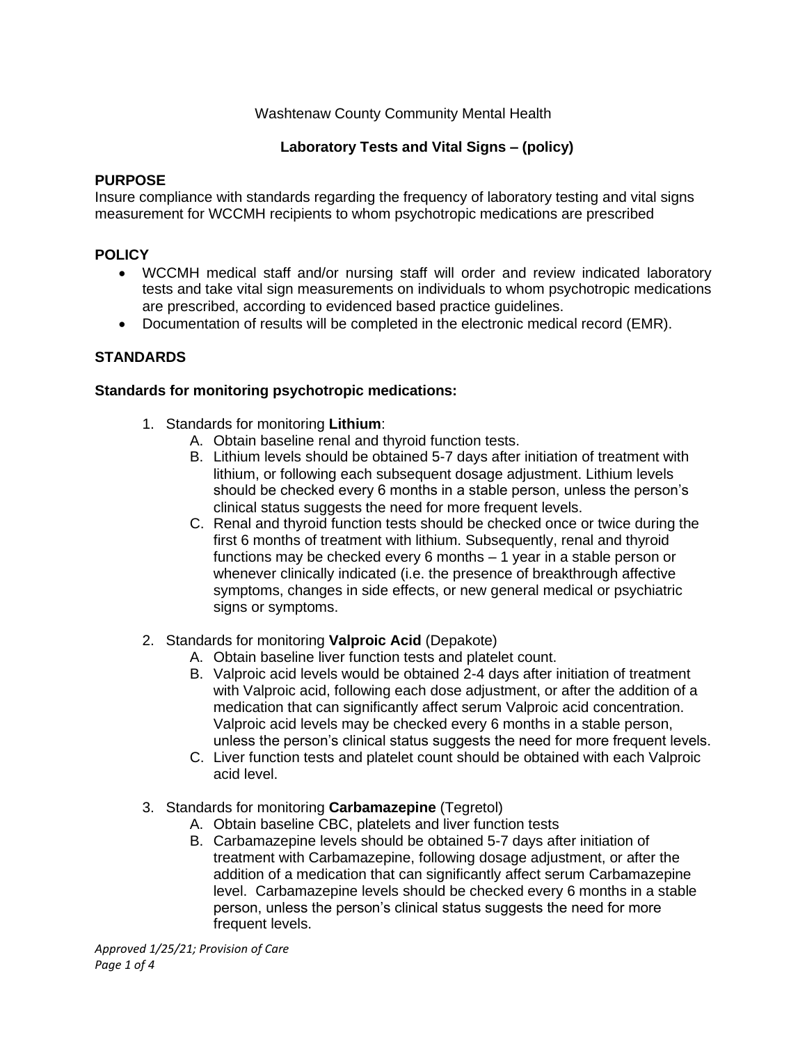Washtenaw County Community Mental Health

# Laboratory Tests and Vital Signs – (policy)

## PURPOSE

Insure compliance with standards regarding the frequency of laboratory testing and vital signs measurement for WCCMH recipients to whom psychotropic medications are prescribed

## POLICY

- WCCMH medical staff and/or nursing staff will order and review indicated laboratory tests and take vital sign measurements on individuals to whom psychotropic medications are prescribed, according to evidenced based practice guidelines.
- Documentation of results will be completed in the electronic medical record (EMR).

## STANDARDS

### Standards for monitoring psychotropic medications:

1. Standards for monitoring **Lithium**:
   A. Obtain baseline renal and thyroid function tests.
   B. Lithium levels should be obtained 5-7 days after initiation of treatment with lithium, or following each subsequent dosage adjustment. Lithium levels should be checked every 6 months in a stable person, unless the person's clinical status suggests the need for more frequent levels.
   C. Renal and thyroid function tests should be checked once or twice during the first 6 months of treatment with lithium. Subsequently, renal and thyroid functions may be checked every 6 months – 1 year in a stable person or whenever clinically indicated (i.e. the presence of breakthrough affective symptoms, changes in side effects, or new general medical or psychiatric signs or symptoms.

2. Standards for monitoring **Valproic Acid** (Depakote)
   A. Obtain baseline liver function tests and platelet count.
   B. Valproic acid levels would be obtained 2-4 days after initiation of treatment with Valproic acid, following each dose adjustment, or after the addition of a medication that can significantly affect serum Valproic acid concentration. Valproic acid levels may be checked every 6 months in a stable person, unless the person's clinical status suggests the need for more frequent levels.
   C. Liver function tests and platelet count should be obtained with each Valproic acid level.

3. Standards for monitoring **Carbamazepine** (Tegretol)
   A. Obtain baseline CBC, platelets and liver function tests
   B. Carbamazepine levels should be obtained 5-7 days after initiation of treatment with Carbamazepine, following dosage adjustment, or after the addition of a medication that can significantly affect serum Carbamazepine level. Carbamazepine levels should be checked every 6 months in a stable person, unless the person's clinical status suggests the need for more frequent levels.

*Approved 1/25/21; Provision of Care*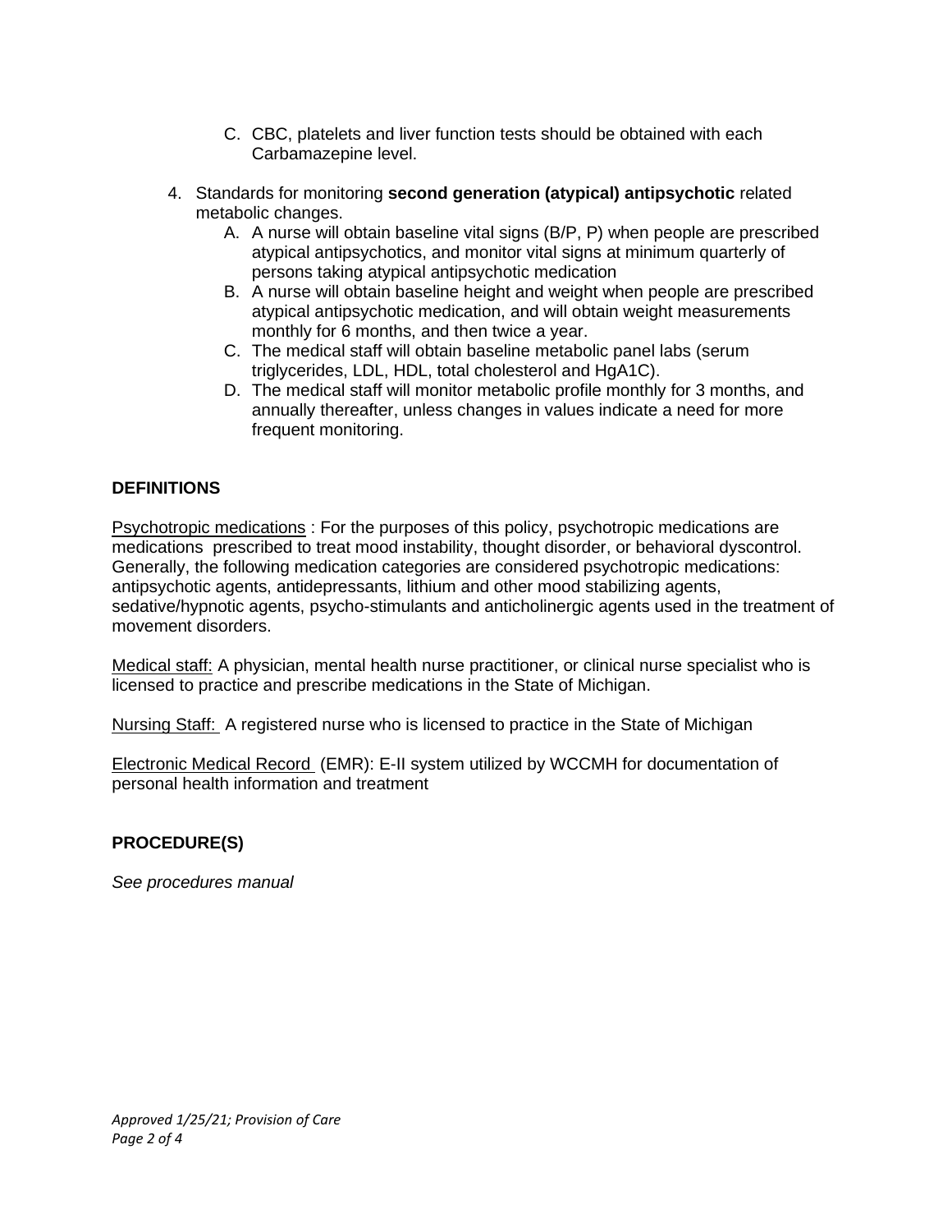C. CBC, platelets and liver function tests should be obtained with each Carbamazepine level.

4. Standards for monitoring **second generation (atypical) antipsychotic** related metabolic changes.
    A. A nurse will obtain baseline vital signs (B/P, P) when people are prescribed atypical antipsychotics, and monitor vital signs at minimum quarterly of persons taking atypical antipsychotic medication
    B. A nurse will obtain baseline height and weight when people are prescribed atypical antipsychotic medication, and will obtain weight measurements monthly for 6 months, and then twice a year.
    C. The medical staff will obtain baseline metabolic panel labs (serum triglycerides, LDL, HDL, total cholesterol and HgA1C).
    D. The medical staff will monitor metabolic profile monthly for 3 months, and annually thereafter, unless changes in values indicate a need for more frequent monitoring.

**DEFINITIONS**

Psychotropic medications : For the purposes of this policy, psychotropic medications are medications prescribed to treat mood instability, thought disorder, or behavioral dyscontrol. Generally, the following medication categories are considered psychotropic medications: antipsychotic agents, antidepressants, lithium and other mood stabilizing agents, sedative/hypnotic agents, psycho-stimulants and anticholinergic agents used in the treatment of movement disorders.

Medical staff: A physician, mental health nurse practitioner, or clinical nurse specialist who is licensed to practice and prescribe medications in the State of Michigan.

Nursing Staff: A registered nurse who is licensed to practice in the State of Michigan

Electronic Medical Record (EMR): E-II system utilized by WCCMH for documentation of personal health information and treatment

**PROCEDURE(S)**

*See procedures manual*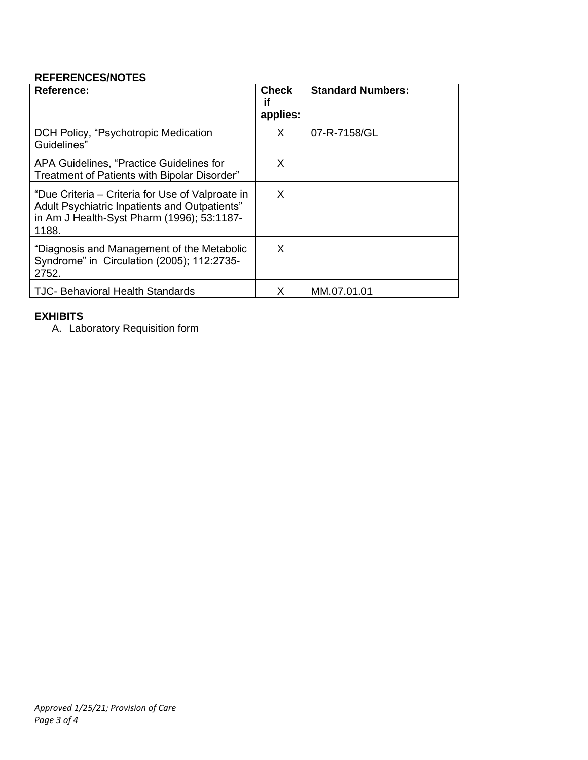## REFERENCES/NOTES

| Reference: | Check if applies: | Standard Numbers: |
|---|---|---|
| DCH Policy, "Psychotropic Medication Guidelines" | X | 07-R-7158/GL |
| APA Guidelines, "Practice Guidelines for Treatment of Patients with Bipolar Disorder" | X | |
| "Due Criteria – Criteria for Use of Valproate in Adult Psychiatric Inpatients and Outpatients" in Am J Health-Syst Pharm (1996); 53:1187-1188. | X | |
| "Diagnosis and Management of the Metabolic Syndrome" in Circulation (2005); 112:2735-2752. | X | |
| TJC- Behavioral Health Standards | X | MM.07.01.01 |

## EXHIBITS

A. Laboratory Requisition form

*Approved 1/25/21; Provision of Care*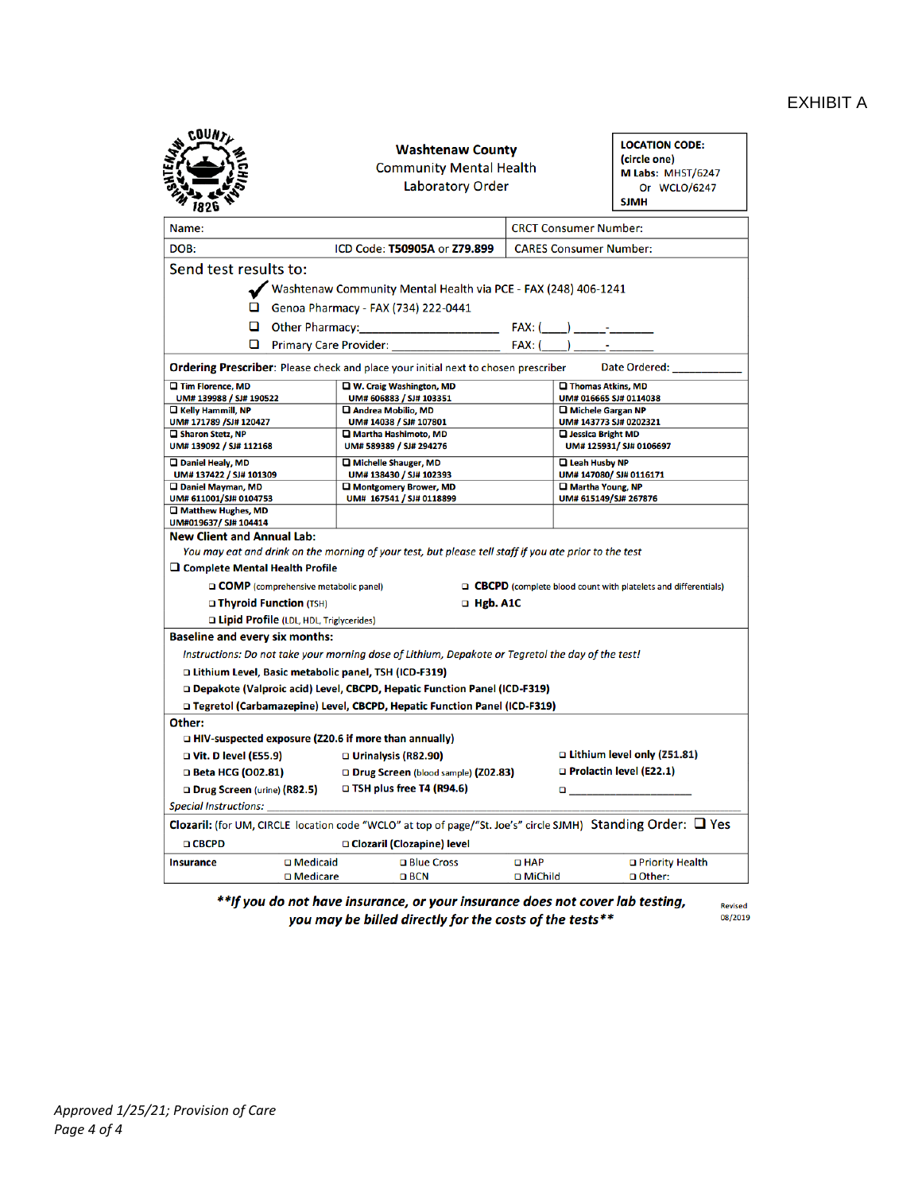EXHIBIT A

**Washtenaw County**
Community Mental Health
Laboratory Order

**LOCATION CODE:**
**(circle one)**
**M Labs:** MHST/6247
Or WCLO/6247
**SJMH**

| | |
|---|---|
| Name: | CRCT Consumer Number: |
| DOB: ICD Code: **T50905A** or **Z79.899** | CARES Consumer Number: |

Send test results to:

- ✔ Washtenaw Community Mental Health via PCE - FAX (248) 406-1241
- ☐ Genoa Pharmacy - FAX (734) 222-0441
- ☐ Other Pharmacy:____________________ FAX: (____) _____-_______
- ☐ Primary Care Provider: ____________________ FAX: (____) _____-_______

**Ordering Prescriber**: Please check and place your initial next to chosen prescriber Date Ordered: ___________

| | | |
|---|---|---|
| ☐ Tim Florence, MD UM# 139988 / SJ# 190522 | ☐ W. Craig Washington, MD UM# 606883 / SJ# 103351 | ☐ Thomas Atkins, MD UM# 016665 SJ# 0114038 |
| ☐ Kelly Hammill, NP UM# 171789 /SJ# 120427 | ☐ Andrea Mobilio, MD UM# 14038 / SJ# 107801 | ☐ Michele Gargan NP UM# 143773 SJ# 0202321 |
| ☐ Sharon Stetz, NP UM# 139092 / SJ# 112168 | ☐ Martha Hashimoto, MD UM# 589389 / SJ# 294276 | ☐ Jessica Bright MD UM# 125931/ SJ# 0106697 |
| ☐ Daniel Healy, MD UM# 137422 / SJ# 101309 | ☐ Michelle Shauger, MD UM# 138430 / SJ# 102393 | ☐ Leah Husby NP UM# 147080/ SJ# 0116171 |
| ☐ Daniel Mayman, MD UM# 611001/SJ# 0104753 | ☐ Montgomery Brower, MD UM# 167541 / SJ# 0118899 | ☐ Martha Young, NP UM# 615149/SJ# 267876 |
| ☐ Matthew Hughes, MD UM#019637/ SJ# 104414 | | |

**New Client and Annual Lab:**

*You may eat and drink on the morning of your test, but please tell staff if you ate prior to the test*

☐ **Complete Mental Health Profile**

- ☐ **COMP** (comprehensive metabolic panel)
- ☐ **CBCPD** (complete blood count with platelets and differentials)
- ☐ **Thyroid Function** (TSH)
- ☐ **Hgb. A1C**
- ☐ **Lipid Profile** (LDL, HDL, Triglycerides)

**Baseline and every six months:**

*Instructions: Do not take your morning dose of Lithium, Depakote or Tegretol the day of the test!*

- ☐ **Lithium Level, Basic metabolic panel, TSH (ICD-F319)**
- ☐ **Depakote (Valproic acid) Level, CBCPD, Hepatic Function Panel (ICD-F319)**
- ☐ **Tegretol (Carbamazepine) Level, CBCPD, Hepatic Function Panel (ICD-F319)**

**Other:**

- ☐ **HIV-suspected exposure (Z20.6 if more than annually)**
- ☐ **Vit. D level (E55.9)**
- ☐ **Urinalysis (R82.90)**
- ☐ **Lithium level only (Z51.81)**
- ☐ **Beta HCG (O02.81)**
- ☐ **Drug Screen** (blood sample) **(Z02.83)**
- ☐ **Prolactin level (E22.1)**
- ☐ **Drug Screen** (urine) **(R82.5)**
- ☐ **TSH plus free T4 (R94.6)**
- ☐ ____________________

*Special Instructions:*

**Clozaril:** (for UM, CIRCLE location code "WCLO" at top of page/"St. Joe's" circle SJMH) Standing Order: ☐ Yes

- ☐ **CBCPD**
- ☐ **Clozaril (Clozapine) level**

| **Insurance** | ☐ Medicaid | ☐ Blue Cross | ☐ HAP | ☐ Priority Health |
|---|---|---|---|---|
| | ☐ Medicare | ☐ BCN | ☐ MiChild | ☐ Other: |

***\*\*If you do not have insurance, or your insurance does not cover lab testing, you may be billed directly for the costs of the tests\*\****

Revised 08/2019

*Approved 1/25/21; Provision of Care*